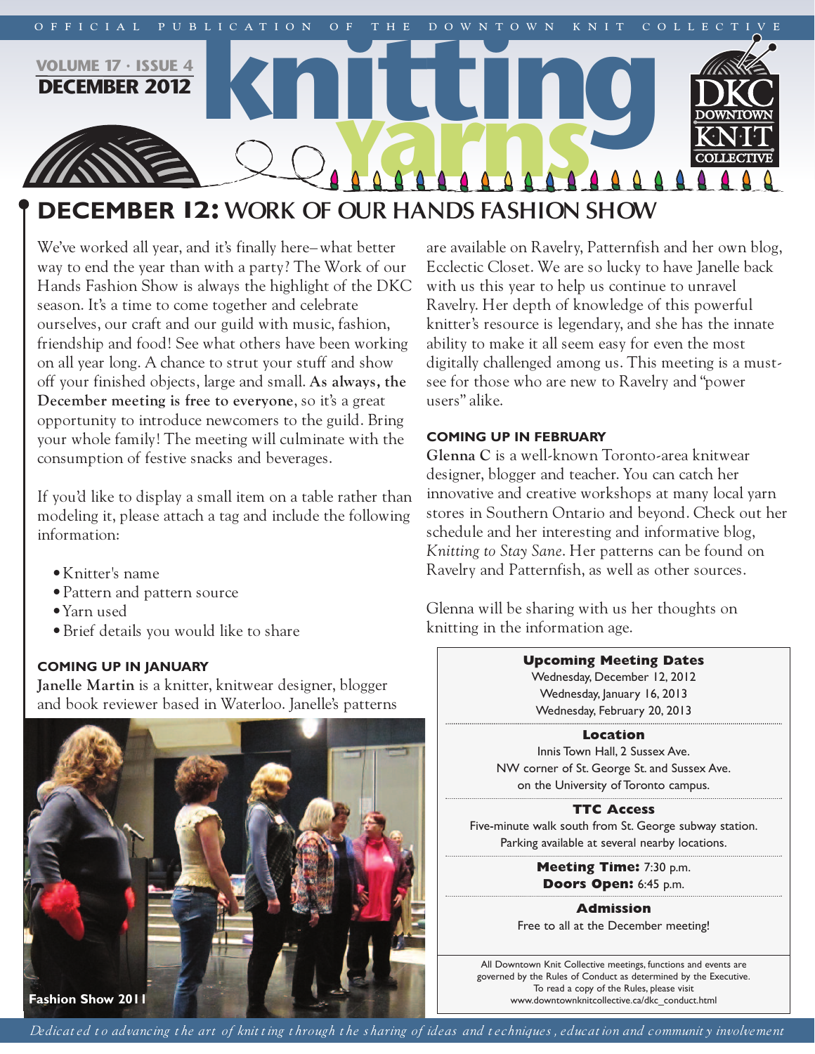OFFICIAL PUBLICATION OF THE DOWNTOWN KNIT COLLECTIVE

VOLUME 17 · ISSUE 4
DECEMBER 2012

# knitting Yarns

## DECEMBER 12: WORK OF OUR HANDS FASHION SHOW

We've worked all year, and it's finally here–what better way to end the year than with a party? The Work of our Hands Fashion Show is always the highlight of the DKC season. It's a time to come together and celebrate ourselves, our craft and our guild with music, fashion, friendship and food! See what others have been working on all year long. A chance to strut your stuff and show off your finished objects, large and small. **As always, the December meeting is free to everyone**, so it's a great opportunity to introduce newcomers to the guild. Bring your whole family! The meeting will culminate with the consumption of festive snacks and beverages.

If you'd like to display a small item on a table rather than modeling it, please attach a tag and include the following information:

- Knitter's name
- Pattern and pattern source
- Yarn used
- Brief details you would like to share

### COMING UP IN JANUARY

**Janelle Martin** is a knitter, knitwear designer, blogger and book reviewer based in Waterloo. Janelle's patterns are available on Ravelry, Patternfish and her own blog, Ecclectic Closet. We are so lucky to have Janelle back with us this year to help us continue to unravel Ravelry. Her depth of knowledge of this powerful knitter's resource is legendary, and she has the innate ability to make it all seem easy for even the most digitally challenged among us. This meeting is a must-see for those who are new to Ravelry and "power users" alike.

Fashion Show 2011

### COMING UP IN FEBRUARY

**Glenna C** is a well-known Toronto-area knitwear designer, blogger and teacher. You can catch her innovative and creative workshops at many local yarn stores in Southern Ontario and beyond. Check out her schedule and her interesting and informative blog, *Knitting to Stay Sane*. Her patterns can be found on Ravelry and Patternfish, as well as other sources.

Glenna will be sharing with us her thoughts on knitting in the information age.

**Upcoming Meeting Dates**
Wednesday, December 12, 2012
Wednesday, January 16, 2013
Wednesday, February 20, 2013

**Location**
Innis Town Hall, 2 Sussex Ave.
NW corner of St. George St. and Sussex Ave.
on the University of Toronto campus.

**TTC Access**
Five-minute walk south from St. George subway station.
Parking available at several nearby locations.

**Meeting Time:** 7:30 p.m.
**Doors Open:** 6:45 p.m.

**Admission**
Free to all at the December meeting!

All Downtown Knit Collective meetings, functions and events are governed by the Rules of Conduct as determined by the Executive. To read a copy of the Rules, please visit www.downtownknitcollective.ca/dkc_conduct.html

*Dedicated to advancing the art of knitting through the sharing of ideas and techniques, education and community involvement*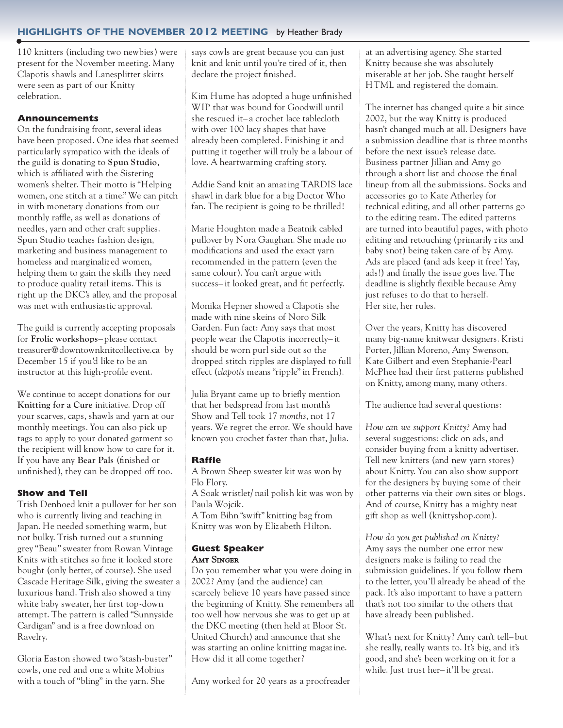## HIGHLIGHTS OF THE NOVEMBER 2012 MEETING by Heather Brady

110 knitters (including two newbies) were present for the November meeting. Many Clapotis shawls and Lanesplitter skirts were seen as part of our Knitty celebration.

### Announcements

On the fundraising front, several ideas have been proposed. One idea that seemed particularly sympatico with the ideals of the guild is donating to **Spun Studio**, which is affiliated with the Sistering women's shelter. Their motto is "Helping women, one stitch at a time." We can pitch in with monetary donations from our monthly raffle, as well as donations of needles, yarn and other craft supplies. Spun Studio teaches fashion design, marketing and business management to homeless and marginalized women, helping them to gain the skills they need to produce quality retail items. This is right up the DKC's alley, and the proposal was met with enthusiastic approval.

The guild is currently accepting proposals for **Frolic workshops**– please contact treasurer@downtownknitcollective.ca by December 15 if you'd like to be an instructor at this high-profile event.

We continue to accept donations for our **Knitting for a Cure** initiative. Drop off your scarves, caps, shawls and yarn at our monthly meetings. You can also pick up tags to apply to your donated garment so the recipient will know how to care for it. If you have any **Bear Pals** (finished or unfinished), they can be dropped off too.

### Show and Tell

Trish Denhoed knit a pullover for her son who is currently living and teaching in Japan. He needed something warm, but not bulky. Trish turned out a stunning grey "Beau" sweater from Rowan Vintage Knits with stitches so fine it looked store bought (only better, of course). She used Cascade Heritage Silk, giving the sweater a luxurious hand. Trish also showed a tiny white baby sweater, her first top-down attempt. The pattern is called "Sunnyside Cardigan" and is a free download on Ravelry.

Gloria Easton showed two "stash-buster" cowls, one red and one a white Mobius with a touch of "bling" in the yarn. She says cowls are great because you can just knit and knit until you're tired of it, then declare the project finished.

Kim Hume has adopted a huge unfinished WIP that was bound for Goodwill until she rescued it– a crochet lace tablecloth with over 100 lacy shapes that have already been completed. Finishing it and putting it together will truly be a labour of love. A heartwarming crafting story.

Addie Sand knit an amazing TARDIS lace shawl in dark blue for a big Doctor Who fan. The recipient is going to be thrilled!

Marie Houghton made a Beatnik cabled pullover by Nora Gaughan. She made no modifications and used the exact yarn recommended in the pattern (even the same colour). You can't argue with success– it looked great, and fit perfectly.

Monika Hepner showed a Clapotis she made with nine skeins of Noro Silk Garden. Fun fact: Amy says that most people wear the Clapotis incorrectly– it should be worn purl side out so the dropped stitch ripples are displayed to full effect (*clapotis* means "ripple" in French).

Julia Bryant came up to briefly mention that her bedspread from last month's Show and Tell took 17 *months*, not 17 years. We regret the error. We should have known you crochet faster than that, Julia.

### Raffle

A Brown Sheep sweater kit was won by Flo Flory.
A Soak wristlet/nail polish kit was won by Paula Wojcik.
A Tom Bihn "swift" knitting bag from Knitty was won by Elizabeth Hilton.

### Guest Speaker

**Amy Singer**

Do you remember what you were doing in 2002? Amy (and the audience) can scarcely believe 10 years have passed since the beginning of Knitty. She remembers all too well how nervous she was to get up at the DKC meeting (then held at Bloor St. United Church) and announce that she was starting an online knitting magazine. How did it all come together?

Amy worked for 20 years as a proofreader at an advertising agency. She started Knitty because she was absolutely miserable at her job. She taught herself HTML and registered the domain.

The internet has changed quite a bit since 2002, but the way Knitty is produced hasn't changed much at all. Designers have a submission deadline that is three months before the next issue's release date. Business partner Jillian and Amy go through a short list and choose the final lineup from all the submissions. Socks and accessories go to Kate Atherley for technical editing, and all other patterns go to the editing team. The edited patterns are turned into beautiful pages, with photo editing and retouching (primarily zits and baby snot) being taken care of by Amy. Ads are placed (and ads keep it free! Yay, ads!) and finally the issue goes live. The deadline is slightly flexible because Amy just refuses to do that to herself.
Her site, her rules.

Over the years, Knitty has discovered many big-name knitwear designers. Kristi Porter, Jillian Moreno, Amy Swenson, Kate Gilbert and even Stephanie-Pearl McPhee had their first patterns published on Knitty, among many, many others.

The audience had several questions:

*How can we support Knitty?* Amy had several suggestions: click on ads, and consider buying from a knitty advertiser. Tell new knitters (and new yarn stores) about Knitty. You can also show support for the designers by buying some of their other patterns via their own sites or blogs. And of course, Knitty has a mighty neat gift shop as well (knittyshop.com).

*How do you get published on Knitty?* Amy says the number one error new designers make is failing to read the submission guidelines. If you follow them to the letter, you'll already be ahead of the pack. It's also important to have a pattern that's not too similar to the others that have already been published.

What's next for Knitty? Amy can't tell– but she really, really wants to. It's big, and it's good, and she's been working on it for a while. Just trust her– it'll be great.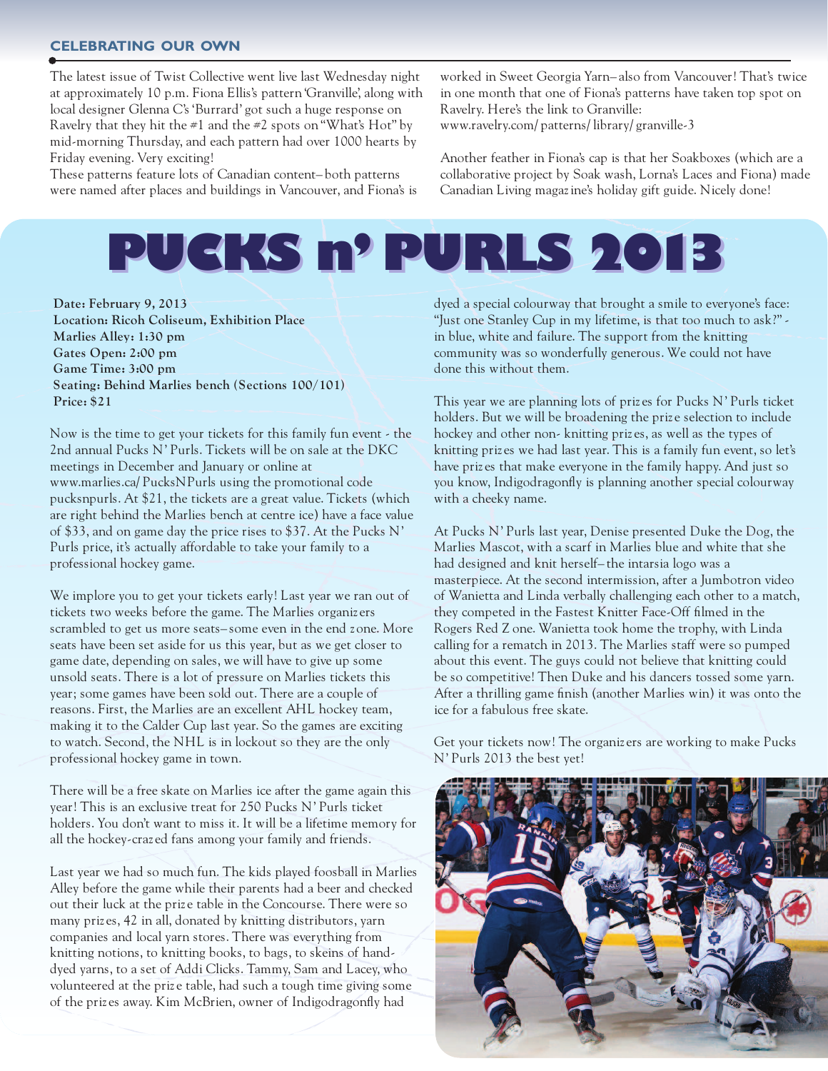## CELEBRATING OUR OWN

The latest issue of Twist Collective went live last Wednesday night at approximately 10 p.m. Fiona Ellis's pattern 'Granville', along with local designer Glenna C's 'Burrard' got such a huge response on Ravelry that they hit the #1 and the #2 spots on "What's Hot" by mid-morning Thursday, and each pattern had over 1000 hearts by Friday evening. Very exciting!

These patterns feature lots of Canadian content– both patterns were named after places and buildings in Vancouver, and Fiona's is worked in Sweet Georgia Yarn– also from Vancouver! That's twice in one month that one of Fiona's patterns have taken top spot on Ravelry. Here's the link to Granville:
www.ravelry.com/patterns/library/granville-3

Another feather in Fiona's cap is that her Soakboxes (which are a collaborative project by Soak wash, Lorna's Laces and Fiona) made Canadian Living magazine's holiday gift guide. Nicely done!

# PUCKS n' PURLS 2013

**Date: February 9, 2013**
**Location: Ricoh Coliseum, Exhibition Place**
**Marlies Alley: 1:30 pm**
**Gates Open: 2:00 pm**
**Game Time: 3:00 pm**
**Seating: Behind Marlies bench (Sections 100/101)**
**Price: $21**

Now is the time to get your tickets for this family fun event - the 2nd annual Pucks N' Purls. Tickets will be on sale at the DKC meetings in December and January or online at www.marlies.ca/PucksNPurls using the promotional code pucksnpurls. At $21, the tickets are a great value. Tickets (which are right behind the Marlies bench at centre ice) have a face value of $33, and on game day the price rises to $37. At the Pucks N' Purls price, it's actually affordable to take your family to a professional hockey game.

We implore you to get your tickets early! Last year we ran out of tickets two weeks before the game. The Marlies organizers scrambled to get us more seats– some even in the end zone. More seats have been set aside for us this year, but as we get closer to game date, depending on sales, we will have to give up some unsold seats. There is a lot of pressure on Marlies tickets this year; some games have been sold out. There are a couple of reasons. First, the Marlies are an excellent AHL hockey team, making it to the Calder Cup last year. So the games are exciting to watch. Second, the NHL is in lockout so they are the only professional hockey game in town.

There will be a free skate on Marlies ice after the game again this year! This is an exclusive treat for 250 Pucks N' Purls ticket holders. You don't want to miss it. It will be a lifetime memory for all the hockey-crazed fans among your family and friends.

Last year we had so much fun. The kids played foosball in Marlies Alley before the game while their parents had a beer and checked out their luck at the prize table in the Concourse. There were so many prizes, 42 in all, donated by knitting distributors, yarn companies and local yarn stores. There was everything from knitting notions, to knitting books, to bags, to skeins of hand-dyed yarns, to a set of Addi Clicks. Tammy, Sam and Lacey, who volunteered at the prize table, had such a tough time giving some of the prizes away. Kim McBrien, owner of Indigodragonfly had dyed a special colourway that brought a smile to everyone's face: "Just one Stanley Cup in my lifetime, is that too much to ask?" - in blue, white and failure. The support from the knitting community was so wonderfully generous. We could not have done this without them.

This year we are planning lots of prizes for Pucks N' Purls ticket holders. But we will be broadening the prize selection to include hockey and other non- knitting prizes, as well as the types of knitting prizes we had last year. This is a family fun event, so let's have prizes that make everyone in the family happy. And just so you know, Indigodragonfly is planning another special colourway with a cheeky name.

At Pucks N' Purls last year, Denise presented Duke the Dog, the Marlies Mascot, with a scarf in Marlies blue and white that she had designed and knit herself– the intarsia logo was a masterpiece. At the second intermission, after a Jumbotron video of Wanietta and Linda verbally challenging each other to a match, they competed in the Fastest Knitter Face-Off filmed in the Rogers Red Zone. Wanietta took home the trophy, with Linda calling for a rematch in 2013. The Marlies staff were so pumped about this event. The guys could not believe that knitting could be so competitive! Then Duke and his dancers tossed some yarn. After a thrilling game finish (another Marlies win) it was onto the ice for a fabulous free skate.

Get your tickets now! The organizers are working to make Pucks N' Purls 2013 the best yet!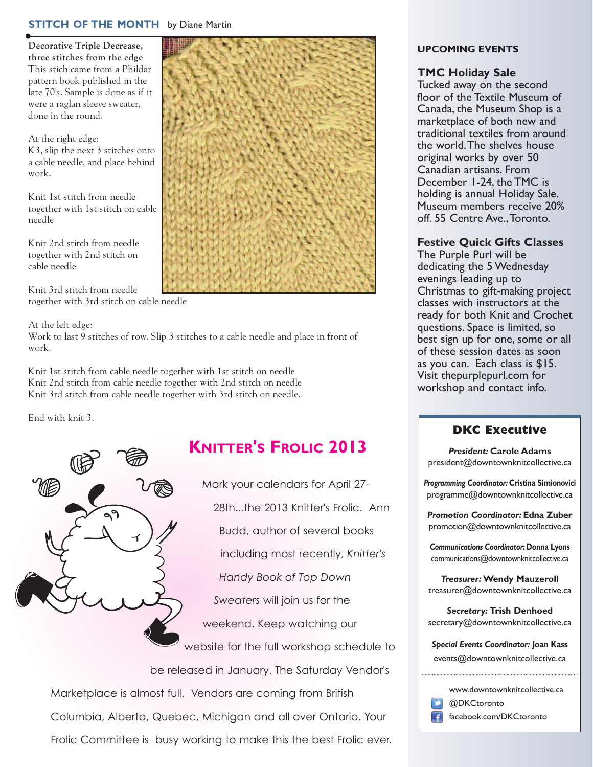## STITCH OF THE MONTH by Diane Martin

**Decorative Triple Decrease, three stitches from the edge**
This stich came from a Phildar pattern book published in the late 70's. Sample is done as if it were a raglan sleeve sweater, done in the round.

At the right edge:
K3, slip the next 3 stitches onto a cable needle, and place behind work.

Knit 1st stitch from needle together with 1st stitch on cable needle

Knit 2nd stitch from needle together with 2nd stitch on cable needle

Knit 3rd stitch from needle together with 3rd stitch on cable needle

At the left edge:
Work to last 9 stitches of row. Slip 3 stitches to a cable needle and place in front of work.

Knit 1st stitch from cable needle together with 1st stitch on needle
Knit 2nd stitch from cable needle together with 2nd stitch on needle
Knit 3rd stitch from cable needle together with 3rd stitch on needle.

End with knit 3.

## Knitter's Frolic 2013

Mark your calendars for April 27-28th...the 2013 Knitter's Frolic. Ann Budd, author of several books including most recently, *Knitter's Handy Book of Top Down Sweaters* will join us for the weekend. Keep watching our website for the full workshop schedule to be released in January. The Saturday Vendor's Marketplace is almost full. Vendors are coming from British Columbia, Alberta, Quebec, Michigan and all over Ontario. Your Frolic Committee is busy working to make this the best Frolic ever.

## UPCOMING EVENTS

### TMC Holiday Sale

Tucked away on the second floor of the Textile Museum of Canada, the Museum Shop is a marketplace of both new and traditional textiles from around the world. The shelves house original works by over 50 Canadian artisans. From December 1-24, the TMC is holding is annual Holiday Sale. Museum members receive 20% off. 55 Centre Ave., Toronto.

### Festive Quick Gifts Classes

The Purple Purl will be dedicating the 5 Wednesday evenings leading up to Christmas to gift-making project classes with instructors at the ready for both Knit and Crochet questions. Space is limited, so best sign up for one, some or all of these session dates as soon as you can. Each class is $15. Visit thepurplepurl.com for workshop and contact info.

### DKC Executive

*President:* **Carole Adams**
president@downtownknitcollective.ca

*Programming Coordinator:* **Cristina Simionovici**
programme@downtownknitcollective.ca

*Promotion Coordinator:* **Edna Zuber**
promotion@downtownknitcollective.ca

*Communications Coordinator:* **Donna Lyons**
communications@downtownknitcollective.ca

*Treasurer:* **Wendy Mauzeroll**
treasurer@downtownknitcollective.ca

*Secretary:* **Trish Denhoed**
secretary@downtownknitcollective.ca

*Special Events Coordinator:* **Joan Kass**
events@downtownknitcollective.ca

www.downtownknitcollective.ca
@DKCtoronto
facebook.com/DKCtoronto